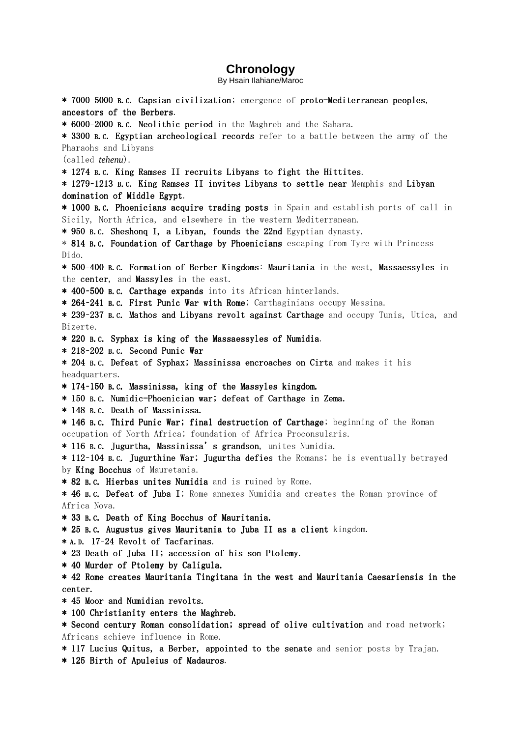# Chronology

By Hsain Ilahiane/Maroc

* 7000-5000 B.C. Capsian civilization; emergence of proto-Mediterranean peoples, ancestors of the Berbers.
* 6000-2000 B.C. Neolithic period in the Maghreb and the Sahara.
* 3300 B.C. Egyptian archeological records refer to a battle between the army of the Pharaohs and Libyans (called *tehenu*).
* 1274 B.C. King Ramses II recruits Libyans to fight the Hittites.
* 1279-1213 B.C. King Ramses II invites Libyans to settle near Memphis and Libyan domination of Middle Egypt.
* 1000 B.C. Phoenicians acquire trading posts in Spain and establish ports of call in Sicily, North Africa, and elsewhere in the western Mediterranean.
* 950 B.C. Sheshonq I, a Libyan, founds the 22nd Egyptian dynasty.
* 814 B.C. Foundation of Carthage by Phoenicians escaping from Tyre with Princess Dido.
* 500-400 B.C. Formation of Berber Kingdoms: Mauritania in the west, Massaessyles in the center, and Massyles in the east.
* 400-500 B.C. Carthage expands into its African hinterlands.
* 264-241 B.C. First Punic War with Rome; Carthaginians occupy Messina.
* 239-237 B.C. Mathos and Libyans revolt against Carthage and occupy Tunis, Utica, and Bizerte.
* 220 B.C. Syphax is king of the Massaessyles of Numidia.
* 218-202 B.C. Second Punic War
* 204 B.C. Defeat of Syphax; Massinissa encroaches on Cirta and makes it his headquarters.
* 174-150 B.C. Massinissa, king of the Massyles kingdom.
* 150 B.C. Numidic-Phoenician war; defeat of Carthage in Zema.
* 148 B.C. Death of Massinissa.
* 146 B.C. Third Punic War; final destruction of Carthage; beginning of the Roman occupation of North Africa; foundation of Africa Proconsularis.
* 116 B.C. Jugurtha, Massinissa's grandson, unites Numidia.
* 112-104 B.C. Jugurthine War; Jugurtha defies the Romans; he is eventually betrayed by King Bocchus of Mauretania.
* 82 B.C. Hierbas unites Numidia and is ruined by Rome.
* 46 B.C. Defeat of Juba I; Rome annexes Numidia and creates the Roman province of Africa Nova.
* 33 B.C. Death of King Bocchus of Mauritania.
* 25 B.C. Augustus gives Mauritania to Juba II as a client kingdom.
* A.D. 17-24 Revolt of Tacfarinas.
* 23 Death of Juba II; accession of his son Ptolemy.
* 40 Murder of Ptolemy by Caligula.
* 42 Rome creates Mauritania Tingitana in the west and Mauritania Caesariensis in the center.
* 45 Moor and Numidian revolts.
* 100 Christianity enters the Maghreb.
* Second century Roman consolidation; spread of olive cultivation and road network; Africans achieve influence in Rome.
* 117 Lucius Quitus, a Berber, appointed to the senate and senior posts by Trajan.
* 125 Birth of Apuleius of Madauros.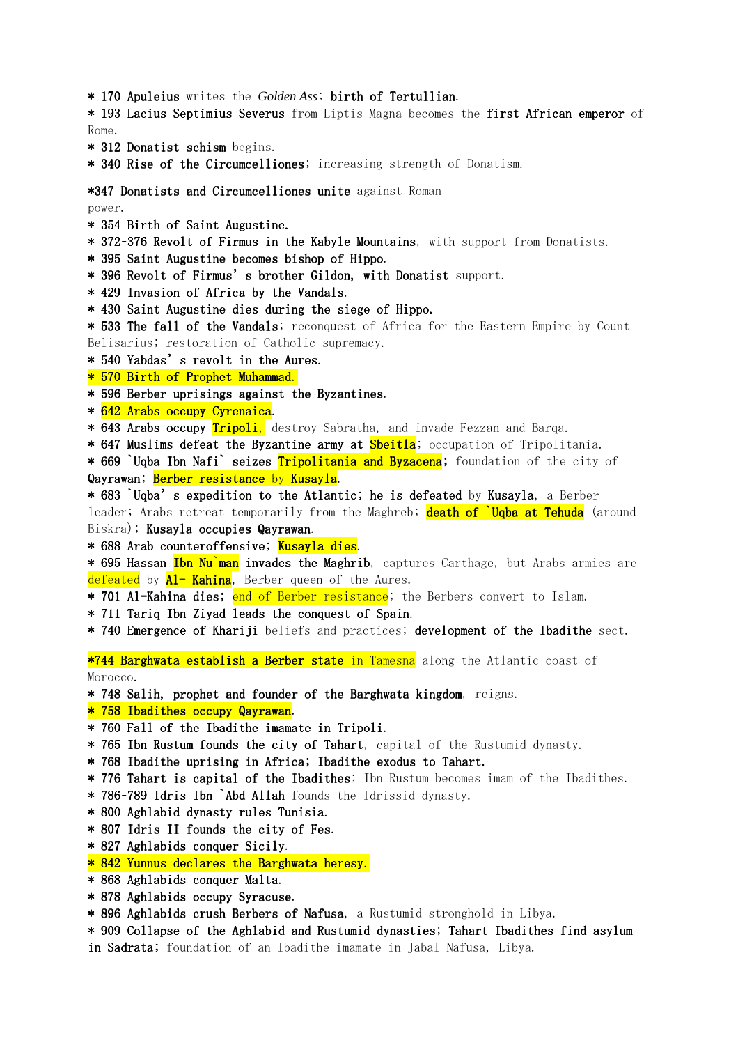* 170 **Apuleius** writes the *Golden Ass*; **birth of Tertullian**.
* 193 **Lacius Septimius Severus** from Liptis Magna becomes the **first African emperor** of Rome.
* 312 **Donatist schism** begins.
* 340 **Rise of the Circumcelliones**; increasing strength of Donatism.

*347 **Donatists and Circumcelliones unite** against Roman power.
* 354 **Birth of Saint Augustine.**
* 372-376 **Revolt of Firmus in the Kabyle Mountains**, with support from Donatists.
* 395 **Saint Augustine becomes bishop of Hippo.**
* 396 **Revolt of Firmus' s brother Gildon, with Donatist** support.
* 429 **Invasion of Africa by the Vandals.**
* 430 **Saint Augustine dies during the siege of Hippo.**
* 533 **The fall of the Vandals**; reconquest of Africa for the Eastern Empire by Count Belisarius; restoration of Catholic supremacy.
* 540 **Yabdas' s revolt in the Aures.**
* 570 **Birth of Prophet Muhammad.**
* 596 **Berber uprisings against the Byzantines.**
* 642 **Arabs occupy Cyrenaica**.
* 643 **Arabs occupy Tripoli,** destroy Sabratha, and invade Fezzan and Barqa.
* 647 **Muslims defeat the Byzantine army at Sbeitla**; occupation of Tripolitania.
* 669 **`Uqba Ibn Nafi` seizes Tripolitania and Byzacena**; foundation of the city of **Qayrawan**; **Berber resistance** by **Kusayla**.
* 683 **`Uqba' s expedition to the Atlantic; he is defeated** by **Kusayla**, a Berber leader; Arabs retreat temporarily from the Maghreb; **death of `Uqba at Tehuda** (around Biskra); **Kusayla occupies Qayrawan**.
* 688 **Arab counteroffensive; Kusayla dies**.
* 695 **Hassan Ibn Nu`man invades the Maghrib**, captures Carthage, but Arabs armies are defeated by **Al- Kahina**, Berber queen of the Aures.
* 701 **Al-Kahina dies;** end of Berber resistance; the Berbers convert to Islam.
* 711 **Tariq Ibn Ziyad leads the conquest of Spain.**
* 740 **Emergence of Khariji** beliefs and practices; **development of the Ibadithe** sect.

***744 Barghwata establish a Berber state** in Tamesna along the Atlantic coast of Morocco.
* 748 **Salih, prophet and founder of the Barghwata kingdom**, reigns.
* 758 **Ibadithes occupy Qayrawan**.
* 760 **Fall of the Ibadithe imamate in Tripoli.**
* 765 **Ibn Rustum founds the city of Tahart**, capital of the Rustumid dynasty.
* 768 **Ibadithe uprising in Africa; Ibadithe exodus to Tahart.**
* 776 **Tahart is capital of the Ibadithes**; Ibn Rustum becomes imam of the Ibadithes.
* 786-789 **Idris Ibn `Abd Allah** founds the Idrissid dynasty.
* 800 **Aghlabid dynasty rules Tunisia.**
* 807 **Idris II founds the city of Fes.**
* 827 **Aghlabids conquer Sicily.**
* 842 **Yunnus declares the Barghwata heresy.**
* 868 **Aghlabids conquer Malta.**
* 878 **Aghlabids occupy Syracuse.**
* 896 **Aghlabids crush Berbers of Nafusa**, a Rustumid stronghold in Libya.
* 909 **Collapse of the Aghlabid and Rustumid dynasties; Tahart Ibadithes find asylum in Sadrata;** foundation of an Ibadithe imamate in Jabal Nafusa, Libya.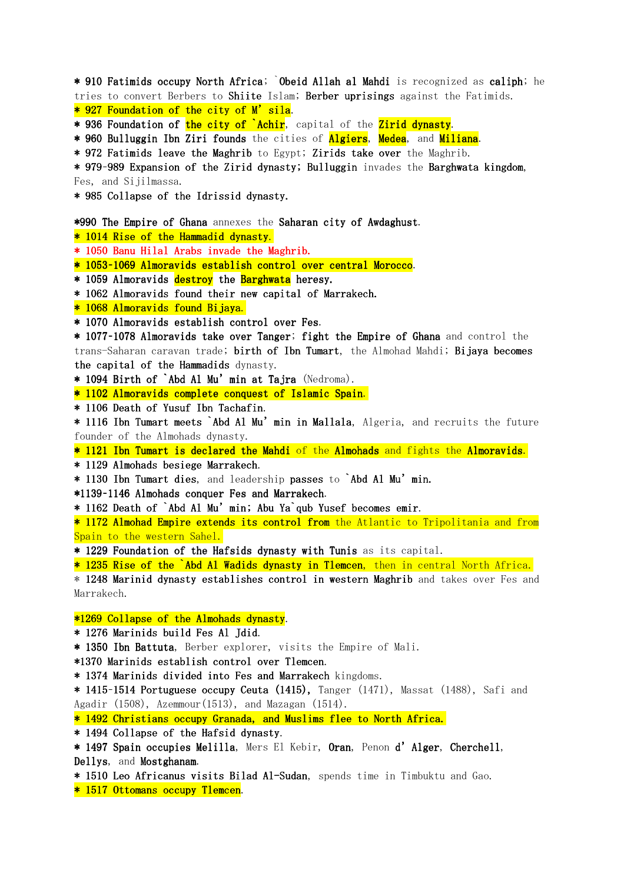* 910 Fatimids occupy North Africa; `Obeid Allah al Mahdi is recognized as caliph; he tries to convert Berbers to Shiite Islam; Berber uprisings against the Fatimids.
* 927 Foundation of the city of M'sila.
* 936 Foundation of the city of `Achir, capital of the Zirid dynasty.
* 960 Bulluggin Ibn Ziri founds the cities of Algiers, Medea, and Miliana.
* 972 Fatimids leave the Maghrib to Egypt; Zirids take over the Maghrib.
* 979-989 Expansion of the Zirid dynasty; Bulluggin invades the Barghwata kingdom, Fes, and Sijilmassa.
* 985 Collapse of the Idrissid dynasty.

*990 The Empire of Ghana annexes the Saharan city of Awdaghust.
* 1014 Rise of the Hammadid dynasty.
* 1050 Banu Hilal Arabs invade the Maghrib.
* 1053-1069 Almoravids establish control over central Morocco.
* 1059 Almoravids destroy the Barghwata heresy.
* 1062 Almoravids found their new capital of Marrakech.
* 1068 Almoravids found Bijaya.
* 1070 Almoravids establish control over Fes.
* 1077-1078 Almoravids take over Tanger; fight the Empire of Ghana and control the trans-Saharan caravan trade; birth of Ibn Tumart, the Almohad Mahdi; Bijaya becomes the capital of the Hammadids dynasty.
* 1094 Birth of `Abd Al Mu'min at Tajra (Nedroma).
* 1102 Almoravids complete conquest of Islamic Spain.
* 1106 Death of Yusuf Ibn Tachafin.
* 1116 Ibn Tumart meets `Abd Al Mu'min in Mallala, Algeria, and recruits the future founder of the Almohads dynasty.
* 1121 Ibn Tumart is declared the Mahdi of the Almohads and fights the Almoravids.
* 1129 Almohads besiege Marrakech.
* 1130 Ibn Tumart dies, and leadership passes to `Abd Al Mu'min.
*1139-1146 Almohads conquer Fes and Marrakech.
* 1162 Death of `Abd Al Mu'min; Abu Ya`qub Yusef becomes emir.
* 1172 Almohad Empire extends its control from the Atlantic to Tripolitania and from Spain to the western Sahel.
* 1229 Foundation of the Hafsids dynasty with Tunis as its capital.
* 1235 Rise of the `Abd Al Wadids dynasty in Tlemcen, then in central North Africa.
* 1248 Marinid dynasty establishes control in western Maghrib and takes over Fes and Marrakech.

*1269 Collapse of the Almohads dynasty.
* 1276 Marinids build Fes Al Jdid.
* 1350 Ibn Battuta, Berber explorer, visits the Empire of Mali.
*1370 Marinids establish control over Tlemcen.
* 1374 Marinids divided into Fes and Marrakech kingdoms.
* 1415-1514 Portuguese occupy Ceuta (1415), Tanger (1471), Massat (1488), Safi and Agadir (1508), Azemmour(1513), and Mazagan (1514).
* 1492 Christians occupy Granada, and Muslims flee to North Africa.
* 1494 Collapse of the Hafsid dynasty.
* 1497 Spain occupies Melilla, Mers El Kebir, Oran, Penon d'Alger, Cherchell, Dellys, and Mostghanam.
* 1510 Leo Africanus visits Bilad Al-Sudan, spends time in Timbuktu and Gao.
* 1517 Ottomans occupy Tlemcen.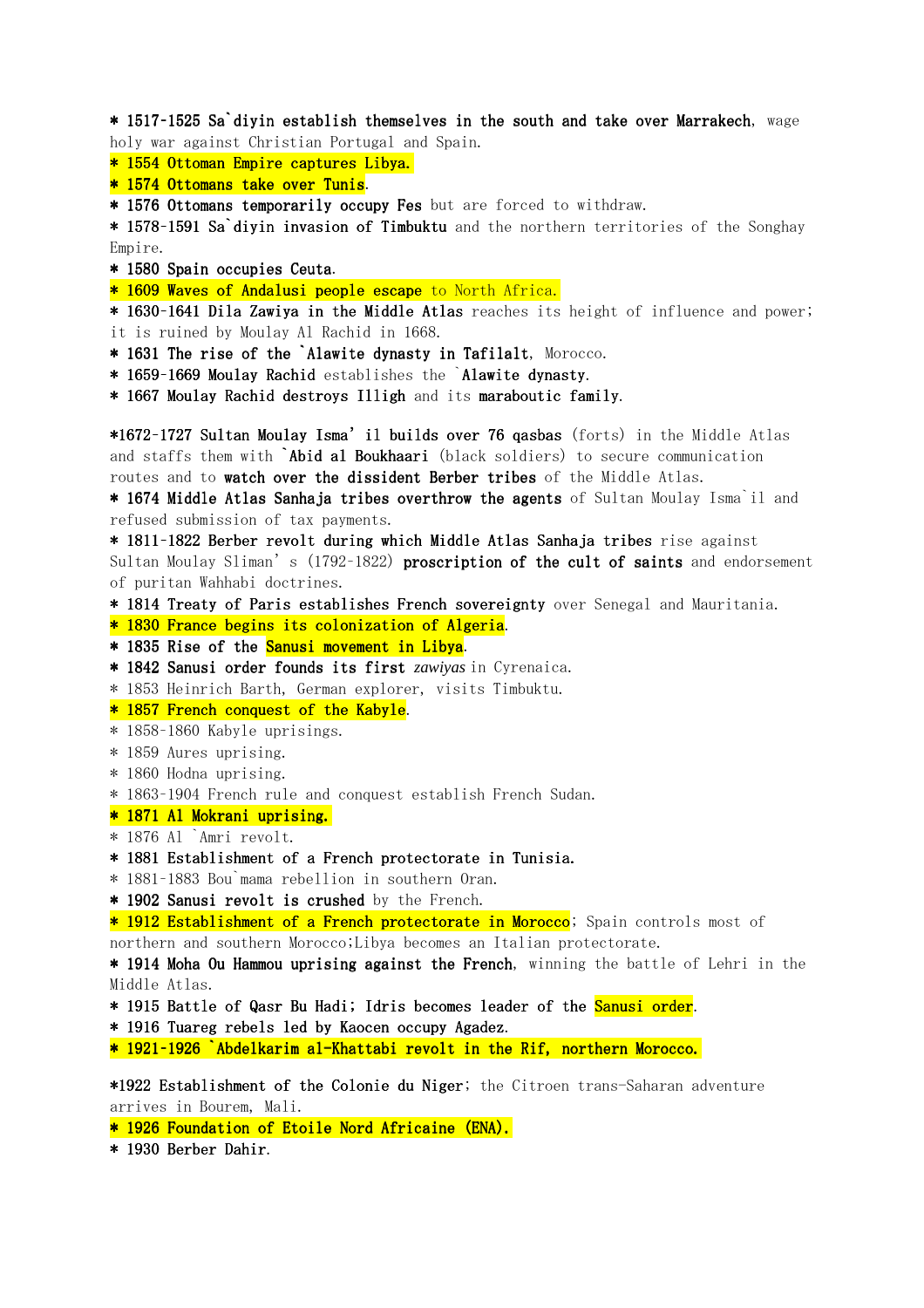* **1517-1525 Sa`diyin establish themselves in the south and take over Marrakech**, wage holy war against Christian Portugal and Spain.
* **1554 Ottoman Empire captures Libya.**
* **1574 Ottomans take over Tunis**.
* **1576 Ottomans temporarily occupy Fes** but are forced to withdraw.
* **1578-1591 Sa`diyin invasion of Timbuktu** and the northern territories of the Songhay Empire.
* **1580 Spain occupies Ceuta**.
* **1609 Waves of Andalusi people escape** to North Africa.
* **1630-1641 Dila Zawiya in the Middle Atlas** reaches its height of influence and power; it is ruined by Moulay Al Rachid in 1668.
* **1631 The rise of the `Alawite dynasty in Tafilalt**, Morocco.
* **1659-1669 Moulay Rachid** establishes the **`Alawite dynasty**.
* **1667 Moulay Rachid destroys Illigh** and its **maraboutic family**.

***1672-1727 Sultan Moulay Isma'il builds over 76 qasbas** (forts) in the Middle Atlas and staffs them with **`Abid al Boukhaari** (black soldiers) to secure communication routes and to **watch over the dissident Berber tribes** of the Middle Atlas.
* **1674 Middle Atlas Sanhaja tribes overthrow the agents** of Sultan Moulay Isma`il and refused submission of tax payments.
* **1811-1822 Berber revolt during which Middle Atlas Sanhaja tribes** rise against Sultan Moulay Sliman's (1792-1822) **proscription of the cult of saints** and endorsement of puritan Wahhabi doctrines.
* **1814 Treaty of Paris establishes French sovereignty** over Senegal and Mauritania.
* **1830 France begins its colonization of Algeria**.
* **1835 Rise of the Sanusi movement in Libya**.
* **1842 Sanusi order founds its first** *zawiyas* in Cyrenaica.
* 1853 Heinrich Barth, German explorer, visits Timbuktu.
* **1857 French conquest of the Kabyle**.
* 1858-1860 Kabyle uprisings.
* 1859 Aures uprising.
* 1860 Hodna uprising.
* 1863-1904 French rule and conquest establish French Sudan.
* **1871 Al Mokrani uprising.**
* 1876 Al `Amri revolt.
* **1881 Establishment of a French protectorate in Tunisia.**
* 1881-1883 Bou`mama rebellion in southern Oran.
* **1902 Sanusi revolt is crushed** by the French.
* **1912 Establishment of a French protectorate in Morocco**; Spain controls most of northern and southern Morocco;Libya becomes an Italian protectorate.
* **1914 Moha Ou Hammou uprising against the French**, winning the battle of Lehri in the Middle Atlas.
* **1915 Battle of Qasr Bu Hadi; Idris becomes leader of the Sanusi order**.
* **1916 Tuareg rebels led by Kaocen occupy Agadez.**
* **1921-1926 `Abdelkarim al-Khattabi revolt in the Rif, northern Morocco.**

***1922 Establishment of the Colonie du Niger**; the Citroen trans-Saharan adventure arrives in Bourem, Mali.
* **1926 Foundation of Etoile Nord Africaine (ENA).**
* **1930 Berber Dahir**.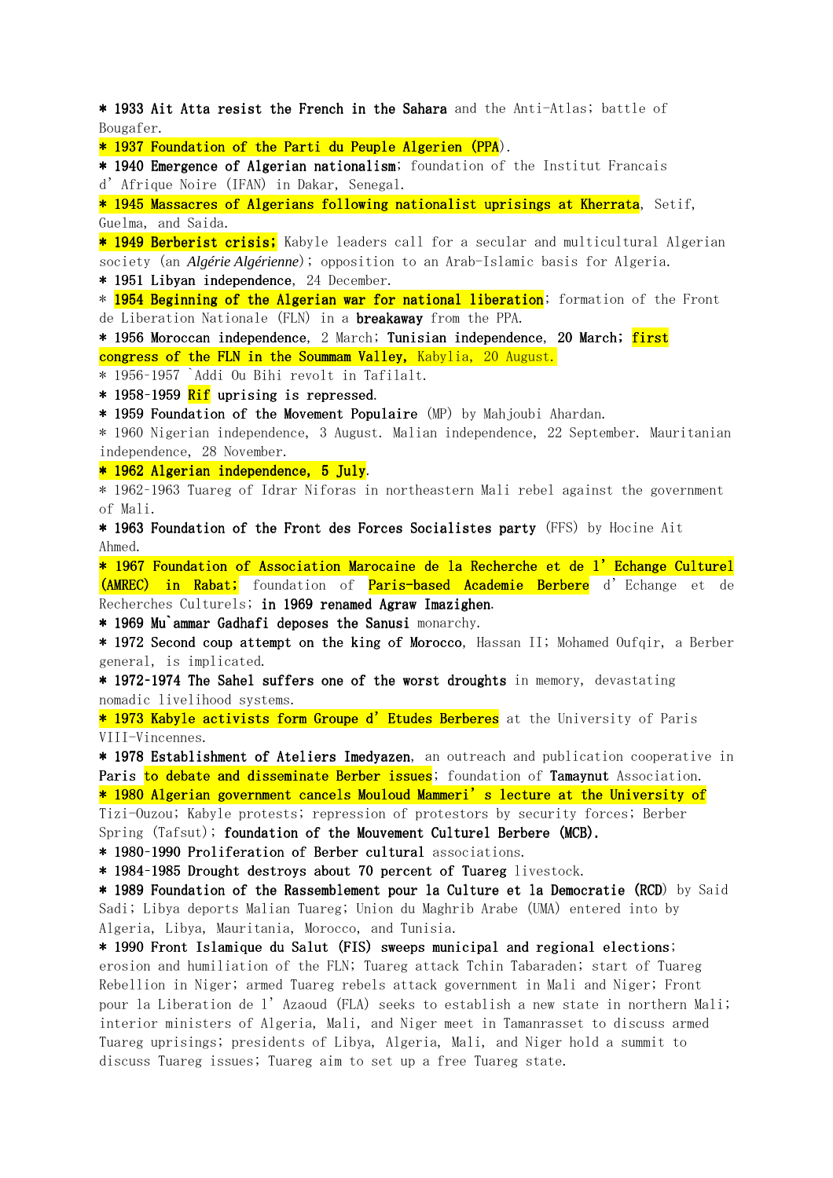* **1933 Ait Atta resist the French in the Sahara** and the Anti-Atlas; battle of Bougafer.
* **1937 Foundation of the Parti du Peuple Algerien (PPA)**.
* **1940 Emergence of Algerian nationalism**; foundation of the Institut Francais d'Afrique Noire (IFAN) in Dakar, Senegal.
* **1945 Massacres of Algerians following nationalist uprisings at Kherrata**, Setif, Guelma, and Saida.
* **1949 Berberist crisis;** Kabyle leaders call for a secular and multicultural Algerian society (an *Algérie Algérienne*); opposition to an Arab-Islamic basis for Algeria.
* **1951 Libyan independence**, 24 December.
* **1954 Beginning of the Algerian war for national liberation**; formation of the Front de Liberation Nationale (FLN) in a **breakaway** from the PPA.
* **1956 Moroccan independence**, 2 March; **Tunisian independence**, **20 March**; **first congress of the FLN in the Soummam Valley,** Kabylia, 20 August.
* 1956-1957 `Addi Ou Bihi revolt in Tafilalt.
* **1958-1959 Rif uprising is repressed**.
* **1959 Foundation of the Movement Populaire** (MP) by Mahjoubi Ahardan.
* 1960 Nigerian independence, 3 August. Malian independence, 22 September. Mauritanian independence, 28 November.
* **1962 Algerian independence, 5 July**.
* 1962-1963 Tuareg of Idrar Niforas in northeastern Mali rebel against the government of Mali.
* **1963 Foundation of the Front des Forces Socialistes party** (FFS) by Hocine Ait Ahmed.
* **1967 Foundation of Association Marocaine de la Recherche et de l'Echange Culturel (AMREC) in Rabat;** foundation of **Paris-based Academie Berbere** d'Echange et de Recherches Culturels; **in 1969 renamed Agraw Imazighen**.
* **1969 Mu`ammar Gadhafi deposes the Sanusi** monarchy.
* **1972 Second coup attempt on the king of Morocco**, Hassan II; Mohamed Oufqir, a Berber general, is implicated.
* **1972-1974 The Sahel suffers one of the worst droughts** in memory, devastating nomadic livelihood systems.
* **1973 Kabyle activists form Groupe d'Etudes Berberes** at the University of Paris VIII-Vincennes.
* **1978 Establishment of Ateliers Imedyazen**, an outreach and publication cooperative in Paris **to debate and disseminate Berber issues**; foundation of **Tamaynut** Association.
* **1980 Algerian government cancels Mouloud Mammeri's lecture at the University of** Tizi-Ouzou; Kabyle protests; repression of protestors by security forces; Berber Spring (Tafsut); **foundation of the Mouvement Culturel Berbere (MCB).**
* **1980-1990 Proliferation of Berber cultural** associations.
* **1984-1985 Drought destroys about 70 percent of Tuareg** livestock.
* **1989 Foundation of the Rassemblement pour la Culture et la Democratie (RCD**) by Said Sadi; Libya deports Malian Tuareg; Union du Maghrib Arabe (UMA) entered into by Algeria, Libya, Mauritania, Morocco, and Tunisia.
* **1990 Front Islamique du Salut (FIS) sweeps municipal and regional elections**; erosion and humiliation of the FLN; Tuareg attack Tchin Tabaraden; start of Tuareg Rebellion in Niger; armed Tuareg rebels attack government in Mali and Niger; Front pour la Liberation de l'Azaoud (FLA) seeks to establish a new state in northern Mali; interior ministers of Algeria, Mali, and Niger meet in Tamanrasset to discuss armed Tuareg uprisings; presidents of Libya, Algeria, Mali, and Niger hold a summit to discuss Tuareg issues; Tuareg aim to set up a free Tuareg state.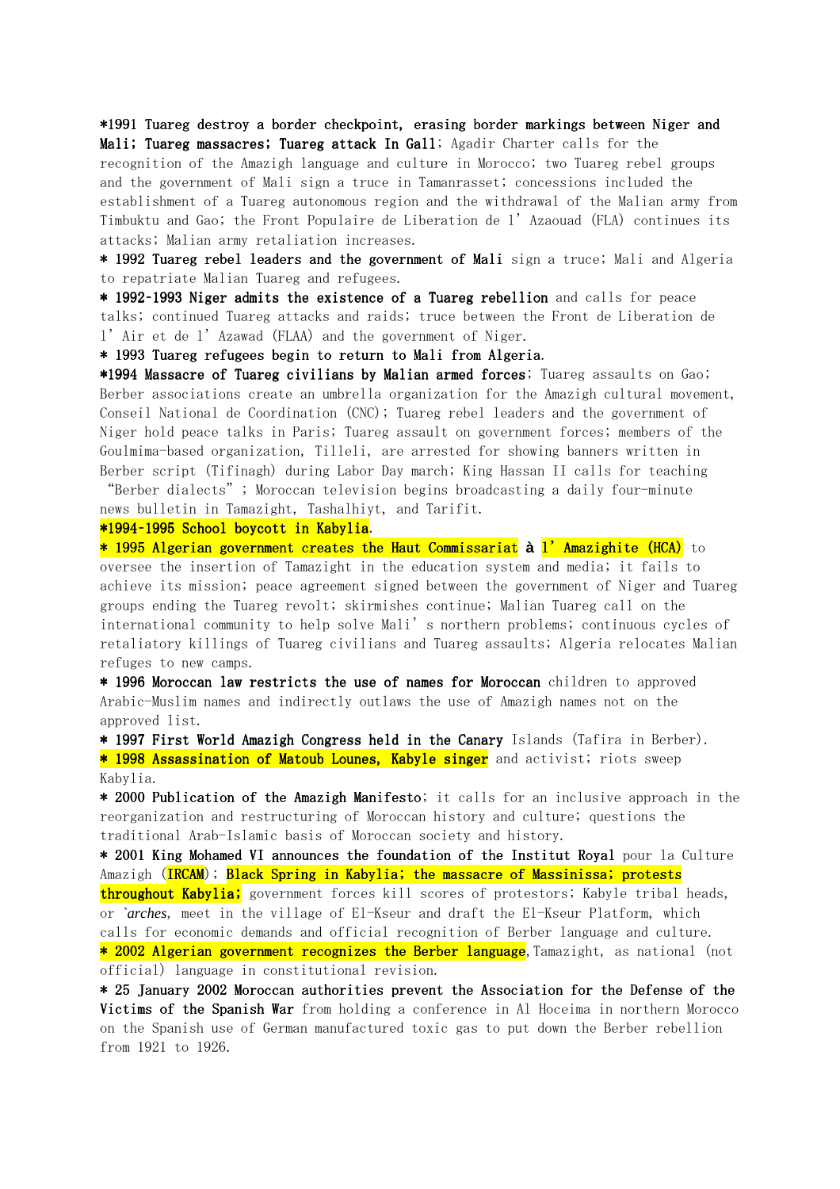*1991 **Tuareg destroy a border checkpoint, erasing border markings between Niger and Mali; Tuareg massacres; Tuareg attack In Gall**; Agadir Charter calls for the recognition of the Amazigh language and culture in Morocco; two Tuareg rebel groups and the government of Mali sign a truce in Tamanrasset; concessions included the establishment of a Tuareg autonomous region and the withdrawal of the Malian army from Timbuktu and Gao; the Front Populaire de Liberation de l' Azaouad (FLA) continues its attacks; Malian army retaliation increases.

* **1992 Tuareg rebel leaders and the government of Mali** sign a truce; Mali and Algeria to repatriate Malian Tuareg and refugees.

* **1992-1993 Niger admits the existence of a Tuareg rebellion** and calls for peace talks; continued Tuareg attacks and raids; truce between the Front de Liberation de l' Air et de l' Azawad (FLAA) and the government of Niger.

* **1993 Tuareg refugees begin to return to Mali from Algeria**.

*1994 **Massacre of Tuareg civilians by Malian armed forces**; Tuareg assaults on Gao; Berber associations create an umbrella organization for the Amazigh cultural movement, Conseil National de Coordination (CNC); Tuareg rebel leaders and the government of Niger hold peace talks in Paris; Tuareg assault on government forces; members of the Goulmima-based organization, Tilleli, are arrested for showing banners written in Berber script (Tifinagh) during Labor Day march; King Hassan II calls for teaching "Berber dialects"; Moroccan television begins broadcasting a daily four-minute news bulletin in Tamazight, Tashalhiyt, and Tarifit.

*1994-1995 **School boycott in Kabylia**.

* **1995 Algerian government creates the Haut Commissariat à l' Amazighite (HCA)** to oversee the insertion of Tamazight in the education system and media; it fails to achieve its mission; peace agreement signed between the government of Niger and Tuareg groups ending the Tuareg revolt; skirmishes continue; Malian Tuareg call on the international community to help solve Mali' s northern problems; continuous cycles of retaliatory killings of Tuareg civilians and Tuareg assaults; Algeria relocates Malian refuges to new camps.

* **1996 Moroccan law restricts the use of names for Moroccan** children to approved Arabic-Muslim names and indirectly outlaws the use of Amazigh names not on the approved list.

* **1997 First World Amazigh Congress held in the Canary** Islands (Tafira in Berber).

* **1998 Assassination of Matoub Lounes, Kabyle singer** and activist; riots sweep Kabylia.

* **2000 Publication of the Amazigh Manifesto**; it calls for an inclusive approach in the reorganization and restructuring of Moroccan history and culture; questions the traditional Arab-Islamic basis of Moroccan society and history.

* **2001 King Mohamed VI announces the foundation of the Institut Royal** pour la Culture Amazigh (IRCAM); **Black Spring in Kabylia; the massacre of Massinissa; protests throughout Kabylia**; government forces kill scores of protestors; Kabyle tribal heads, or *`arches*, meet in the village of El-Kseur and draft the El-Kseur Platform, which calls for economic demands and official recognition of Berber language and culture.

* **2002 Algerian government recognizes the Berber language**, Tamazight, as national (not official) language in constitutional revision.

* **25 January 2002 Moroccan authorities prevent the Association for the Defense of the Victims of the Spanish War** from holding a conference in Al Hoceima in northern Morocco on the Spanish use of German manufactured toxic gas to put down the Berber rebellion from 1921 to 1926.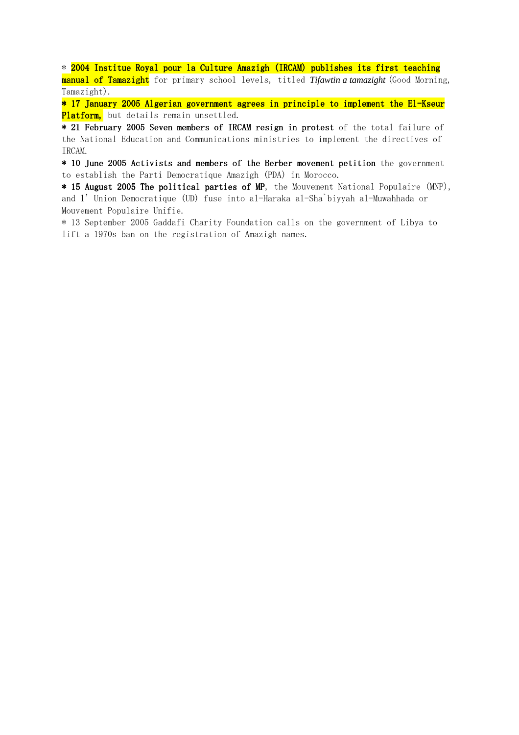* **2004 Institue Royal pour la Culture Amazigh (IRCAM) publishes its first teaching manual of Tamazight** for primary school levels, titled *Tifawtin a tamazight* (Good Morning, Tamazight).

* **17 January 2005 Algerian government agrees in principle to implement the El-Kseur Platform,** but details remain unsettled.

* **21 February 2005 Seven members of IRCAM resign in protest** of the total failure of the National Education and Communications ministries to implement the directives of IRCAM.

* **10 June 2005 Activists and members of the Berber movement petition** the government to establish the Parti Democratique Amazigh (PDA) in Morocco.

* **15 August 2005 The political parties of MP**, the Mouvement National Populaire (MNP), and l' Union Democratique (UD) fuse into al-Haraka al-Sha`biyyah al-Muwahhada or Mouvement Populaire Unifie.

* 13 September 2005 Gaddafi Charity Foundation calls on the government of Libya to lift a 1970s ban on the registration of Amazigh names.